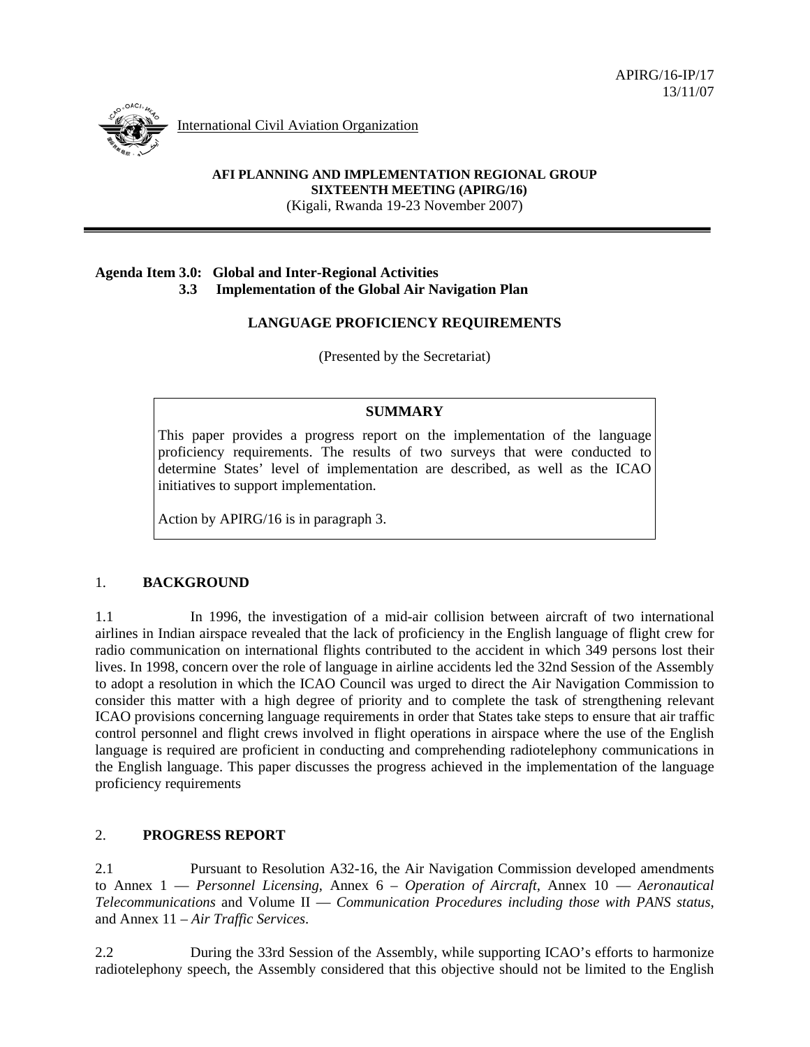APIRG/16-IP/17
13/11/07

International Civil Aviation Organization

**AFI PLANNING AND IMPLEMENTATION REGIONAL GROUP**
**SIXTEENTH MEETING (APIRG/16)**
(Kigali, Rwanda 19-23 November 2007)

---

**Agenda Item 3.0: Global and Inter-Regional Activities**
**3.3 Implementation of the Global Air Navigation Plan**

**LANGUAGE PROFICIENCY REQUIREMENTS**

(Presented by the Secretariat)

> **SUMMARY**
>
> This paper provides a progress report on the implementation of the language proficiency requirements. The results of two surveys that were conducted to determine States' level of implementation are described, as well as the ICAO initiatives to support implementation.
>
> Action by APIRG/16 is in paragraph 3.

## 1. BACKGROUND

1.1 In 1996, the investigation of a mid-air collision between aircraft of two international airlines in Indian airspace revealed that the lack of proficiency in the English language of flight crew for radio communication on international flights contributed to the accident in which 349 persons lost their lives. In 1998, concern over the role of language in airline accidents led the 32nd Session of the Assembly to adopt a resolution in which the ICAO Council was urged to direct the Air Navigation Commission to consider this matter with a high degree of priority and to complete the task of strengthening relevant ICAO provisions concerning language requirements in order that States take steps to ensure that air traffic control personnel and flight crews involved in flight operations in airspace where the use of the English language is required are proficient in conducting and comprehending radiotelephony communications in the English language. This paper discusses the progress achieved in the implementation of the language proficiency requirements

## 2. PROGRESS REPORT

2.1 Pursuant to Resolution A32-16, the Air Navigation Commission developed amendments to Annex 1 — *Personnel Licensing*, Annex 6 – *Operation of Aircraft*, Annex 10 — *Aeronautical Telecommunications* and Volume II — *Communication Procedures including those with PANS status*, and Annex 11 – *Air Traffic Services*.

2.2 During the 33rd Session of the Assembly, while supporting ICAO's efforts to harmonize radiotelephony speech, the Assembly considered that this objective should not be limited to the English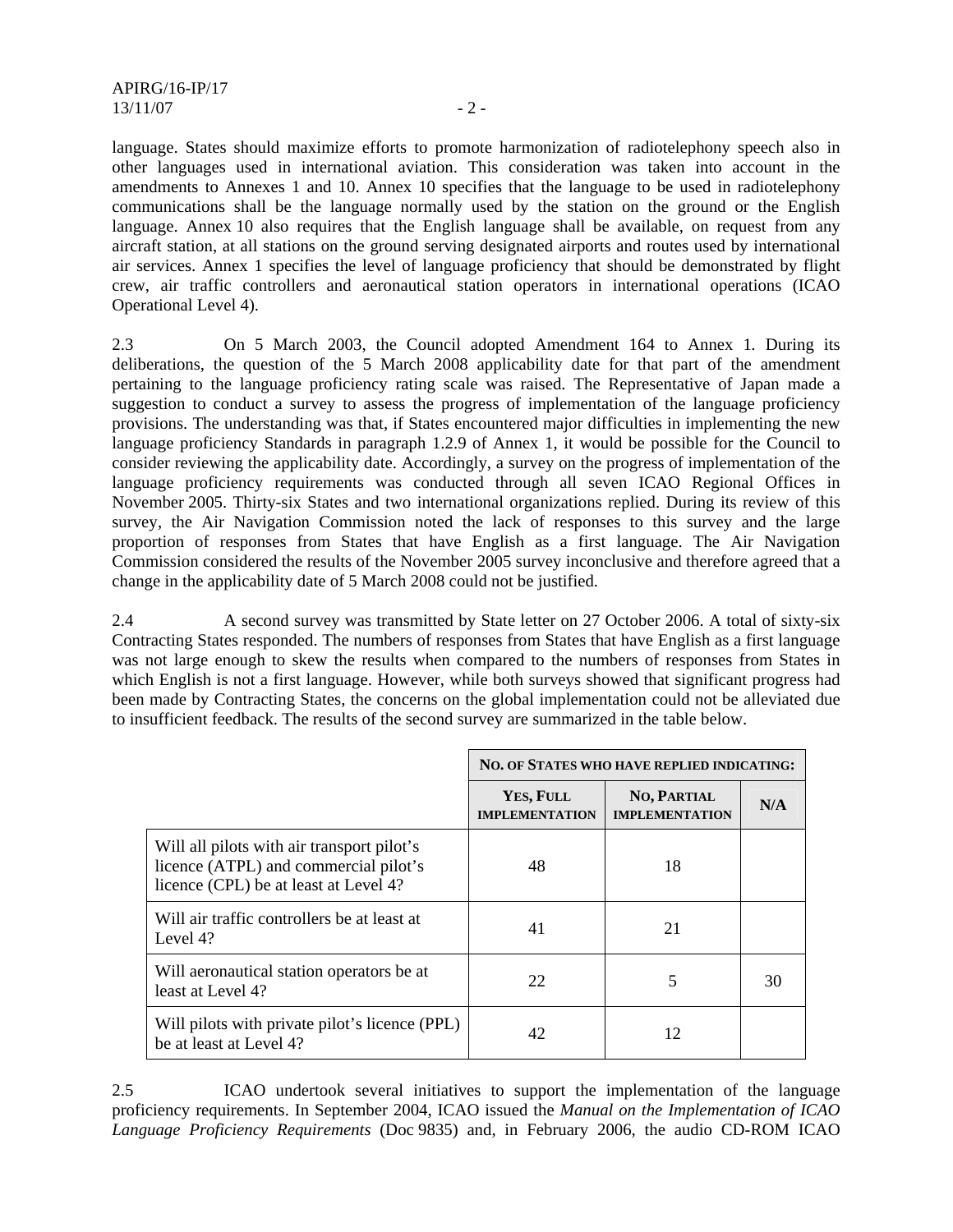language. States should maximize efforts to promote harmonization of radiotelephony speech also in other languages used in international aviation. This consideration was taken into account in the amendments to Annexes 1 and 10. Annex 10 specifies that the language to be used in radiotelephony communications shall be the language normally used by the station on the ground or the English language. Annex 10 also requires that the English language shall be available, on request from any aircraft station, at all stations on the ground serving designated airports and routes used by international air services. Annex 1 specifies the level of language proficiency that should be demonstrated by flight crew, air traffic controllers and aeronautical station operators in international operations (ICAO Operational Level 4).

2.3 On 5 March 2003, the Council adopted Amendment 164 to Annex 1. During its deliberations, the question of the 5 March 2008 applicability date for that part of the amendment pertaining to the language proficiency rating scale was raised. The Representative of Japan made a suggestion to conduct a survey to assess the progress of implementation of the language proficiency provisions. The understanding was that, if States encountered major difficulties in implementing the new language proficiency Standards in paragraph 1.2.9 of Annex 1, it would be possible for the Council to consider reviewing the applicability date. Accordingly, a survey on the progress of implementation of the language proficiency requirements was conducted through all seven ICAO Regional Offices in November 2005. Thirty-six States and two international organizations replied. During its review of this survey, the Air Navigation Commission noted the lack of responses to this survey and the large proportion of responses from States that have English as a first language. The Air Navigation Commission considered the results of the November 2005 survey inconclusive and therefore agreed that a change in the applicability date of 5 March 2008 could not be justified.

2.4 A second survey was transmitted by State letter on 27 October 2006. A total of sixty-six Contracting States responded. The numbers of responses from States that have English as a first language was not large enough to skew the results when compared to the numbers of responses from States in which English is not a first language. However, while both surveys showed that significant progress had been made by Contracting States, the concerns on the global implementation could not be alleviated due to insufficient feedback. The results of the second survey are summarized in the table below.

| | No. of States who have replied indicating: | | |
|---|---|---|---|
| | Yes, Full Implementation | No, Partial Implementation | N/A |
| Will all pilots with air transport pilot's licence (ATPL) and commercial pilot's licence (CPL) be at least at Level 4? | 48 | 18 | |
| Will air traffic controllers be at least at Level 4? | 41 | 21 | |
| Will aeronautical station operators be at least at Level 4? | 22 | 5 | 30 |
| Will pilots with private pilot's licence (PPL) be at least at Level 4? | 42 | 12 | |

2.5 ICAO undertook several initiatives to support the implementation of the language proficiency requirements. In September 2004, ICAO issued the *Manual on the Implementation of ICAO Language Proficiency Requirements* (Doc 9835) and, in February 2006, the audio CD-ROM ICAO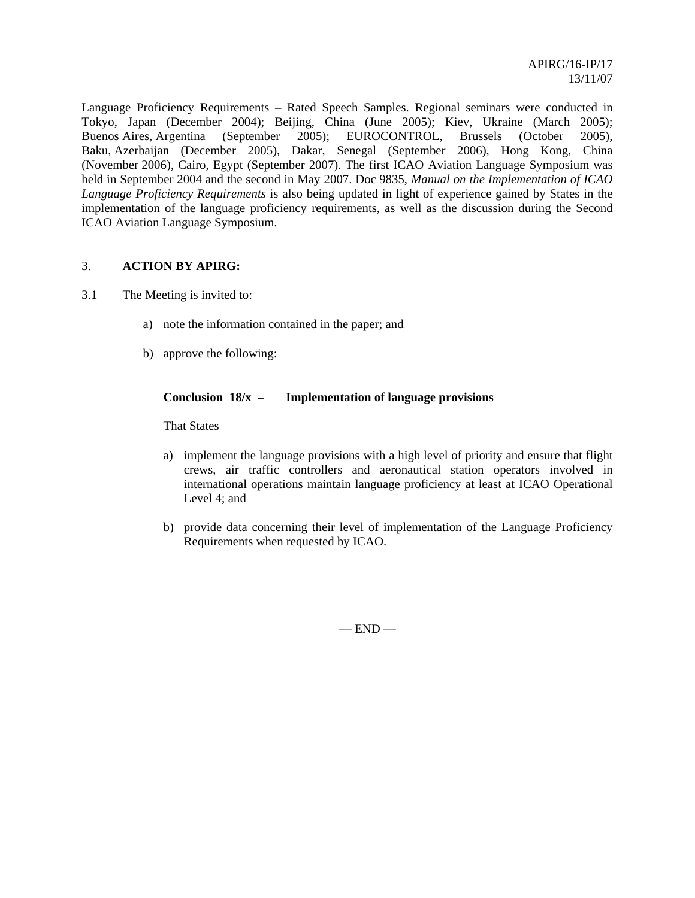Language Proficiency Requirements – Rated Speech Samples. Regional seminars were conducted in Tokyo, Japan (December 2004); Beijing, China (June 2005); Kiev, Ukraine (March 2005); Buenos Aires, Argentina (September 2005); EUROCONTROL, Brussels (October 2005), Baku, Azerbaijan (December 2005), Dakar, Senegal (September 2006), Hong Kong, China (November 2006), Cairo, Egypt (September 2007). The first ICAO Aviation Language Symposium was held in September 2004 and the second in May 2007. Doc 9835, *Manual on the Implementation of ICAO Language Proficiency Requirements* is also being updated in light of experience gained by States in the implementation of the language proficiency requirements, as well as the discussion during the Second ICAO Aviation Language Symposium.

## 3. ACTION BY APIRG:

3.1 The Meeting is invited to:

a) note the information contained in the paper; and

b) approve the following:

**Conclusion 18/x – Implementation of language provisions**

That States

a) implement the language provisions with a high level of priority and ensure that flight crews, air traffic controllers and aeronautical station operators involved in international operations maintain language proficiency at least at ICAO Operational Level 4; and

b) provide data concerning their level of implementation of the Language Proficiency Requirements when requested by ICAO.

— END —